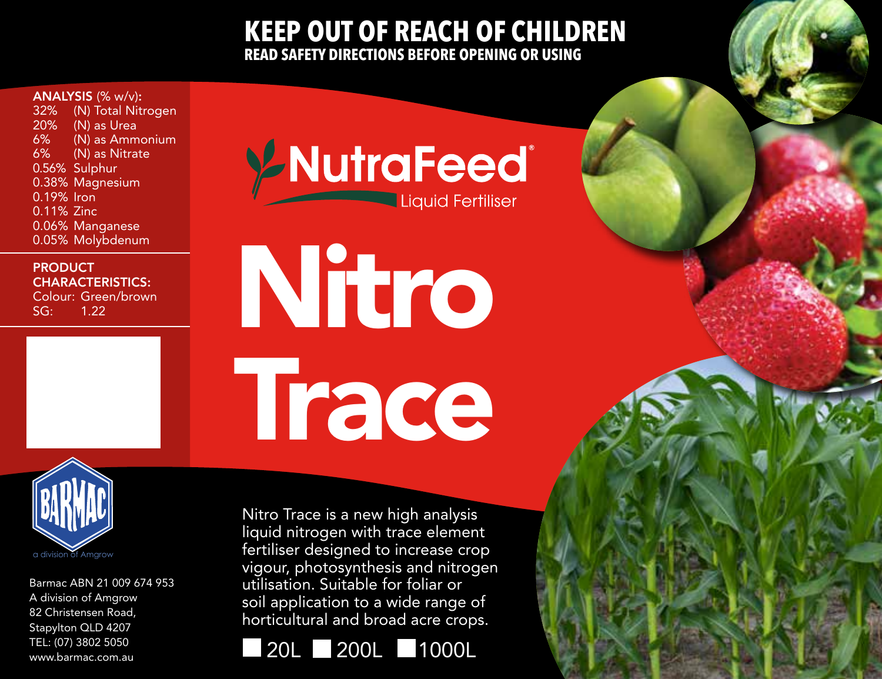# KEEP OUT OF REACH OF CHILDREN

**READ SAFETY DIRECTIONS BEFORE OPENING OR USING**

**ANALYSIS** (% w/v):

| | |
|---|---|
| 32% | (N) Total Nitrogen |
| 20% | (N) as Urea |
| 6% | (N) as Ammonium |
| 6% | (N) as Nitrate |
| 0.56% | Sulphur |
| 0.38% | Magnesium |
| 0.19% | Iron |
| 0.11% | Zinc |
| 0.06% | Manganese |
| 0.05% | Molybdenum |

**PRODUCT CHARACTERISTICS:**

Colour: Green/brown

SG: 1.22

BARMAC

a division of Amgrow

Barmac ABN 21 009 674 953
A division of Amgrow
82 Christensen Road,
Stapylton QLD 4207
TEL: (07) 3802 5050
www.barmac.com.au

## NutraFeed®

Liquid Fertiliser

# Nitro Trace

Nitro Trace is a new high analysis liquid nitrogen with trace element fertiliser designed to increase crop vigour, photosynthesis and nitrogen utilisation. Suitable for foliar or soil application to a wide range of horticultural and broad acre crops.

☐ 20L ☐ 200L ☐ 1000L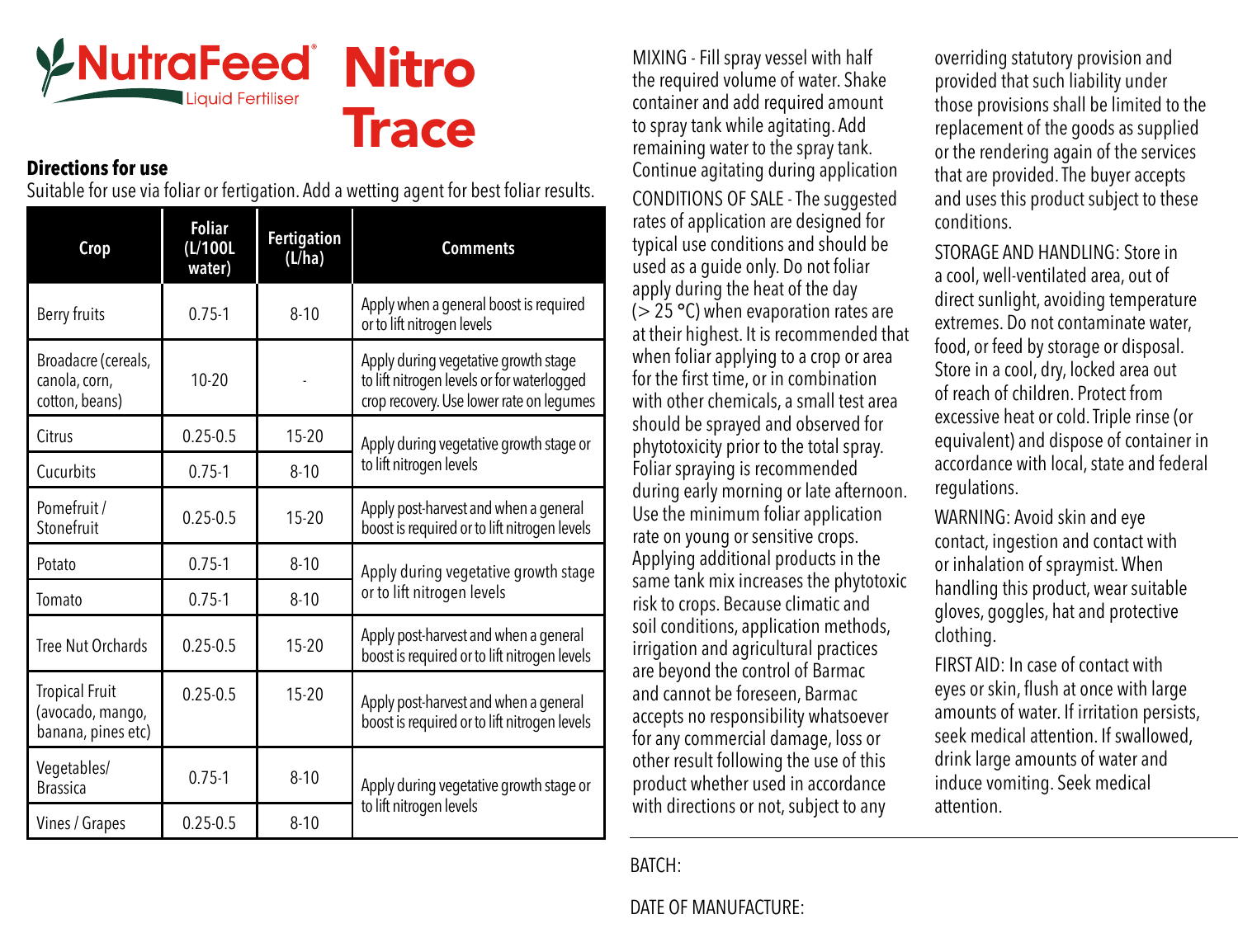# NutraFeed® Liquid Fertiliser

# Nitro Trace

## Directions for use

Suitable for use via foliar or fertigation. Add a wetting agent for best foliar results.

| Crop | Foliar (L/100L water) | Fertigation (L/ha) | Comments |
|---|---|---|---|
| Berry fruits | 0.75-1 | 8-10 | Apply when a general boost is required or to lift nitrogen levels |
| Broadacre (cereals, canola, corn, cotton, beans) | 10-20 | - | Apply during vegetative growth stage to lift nitrogen levels or for waterlogged crop recovery. Use lower rate on legumes |
| Citrus | 0.25-0.5 | 15-20 | Apply during vegetative growth stage or to lift nitrogen levels |
| Cucurbits | 0.75-1 | 8-10 | |
| Pomefruit / Stonefruit | 0.25-0.5 | 15-20 | Apply post-harvest and when a general boost is required or to lift nitrogen levels |
| Potato | 0.75-1 | 8-10 | Apply during vegetative growth stage or to lift nitrogen levels |
| Tomato | 0.75-1 | 8-10 | |
| Tree Nut Orchards | 0.25-0.5 | 15-20 | Apply post-harvest and when a general boost is required or to lift nitrogen levels |
| Tropical Fruit (avocado, mango, banana, pines etc) | 0.25-0.5 | 15-20 | Apply post-harvest and when a general boost is required or to lift nitrogen levels |
| Vegetables/ Brassica | 0.75-1 | 8-10 | Apply during vegetative growth stage or to lift nitrogen levels |
| Vines / Grapes | 0.25-0.5 | 8-10 | |

MIXING - Fill spray vessel with half the required volume of water. Shake container and add required amount to spray tank while agitating. Add remaining water to the spray tank. Continue agitating during application

CONDITIONS OF SALE - The suggested rates of application are designed for typical use conditions and should be used as a guide only. Do not foliar apply during the heat of the day (> 25 °C) when evaporation rates are at their highest. It is recommended that when foliar applying to a crop or area for the first time, or in combination with other chemicals, a small test area should be sprayed and observed for phytotoxicity prior to the total spray. Foliar spraying is recommended during early morning or late afternoon. Use the minimum foliar application rate on young or sensitive crops. Applying additional products in the same tank mix increases the phytotoxic risk to crops. Because climatic and soil conditions, application methods, irrigation and agricultural practices are beyond the control of Barmac and cannot be foreseen, Barmac accepts no responsibility whatsoever for any commercial damage, loss or other result following the use of this product whether used in accordance with directions or not, subject to any overriding statutory provision and provided that such liability under those provisions shall be limited to the replacement of the goods as supplied or the rendering again of the services that are provided. The buyer accepts and uses this product subject to these conditions.

STORAGE AND HANDLING: Store in a cool, well-ventilated area, out of direct sunlight, avoiding temperature extremes. Do not contaminate water, food, or feed by storage or disposal. Store in a cool, dry, locked area out of reach of children. Protect from excessive heat or cold. Triple rinse (or equivalent) and dispose of container in accordance with local, state and federal regulations.

WARNING: Avoid skin and eye contact, ingestion and contact with or inhalation of spraymist. When handling this product, wear suitable gloves, goggles, hat and protective clothing.

FIRST AID: In case of contact with eyes or skin, flush at once with large amounts of water. If irritation persists, seek medical attention. If swallowed, drink large amounts of water and induce vomiting. Seek medical attention.

BATCH:

DATE OF MANUFACTURE: